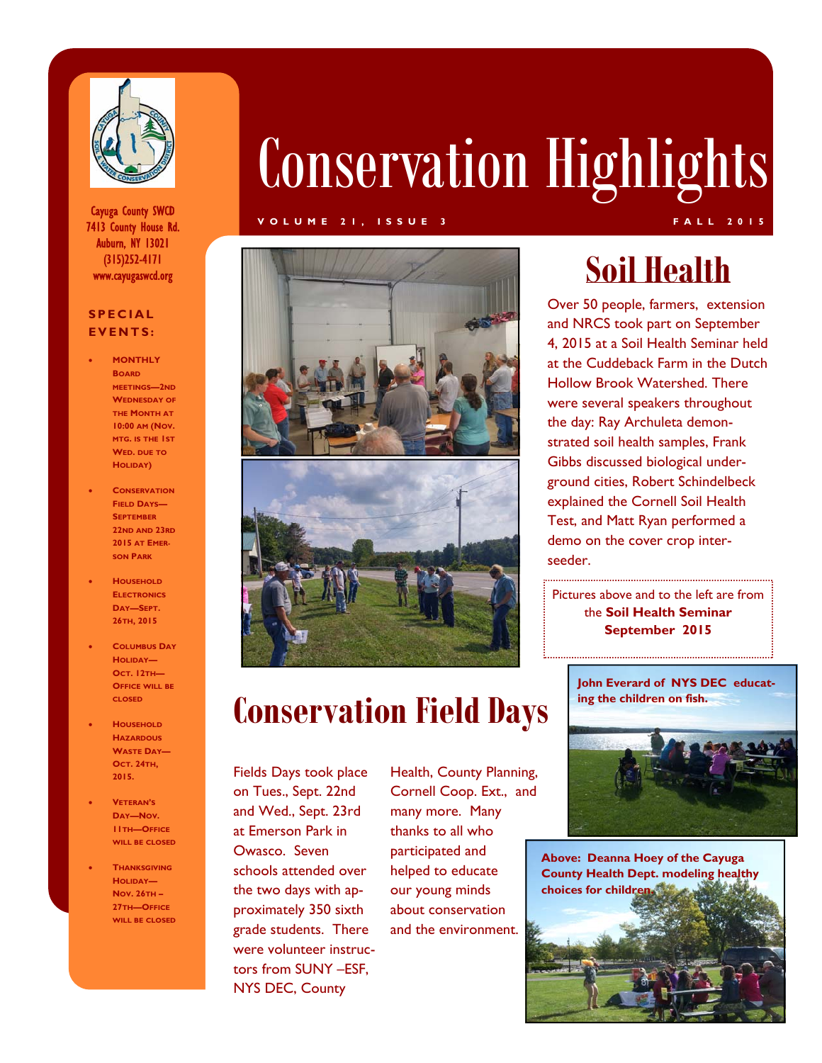# Conservation Highlights

**VOLUME 21, ISSUE 3** **FALL 2015**

Cayuga County SWCD
7413 County House Rd.
Auburn, NY 13021
(315)252-4171
www.cayugaswcd.org

### SPECIAL EVENTS:

- MONTHLY BOARD MEETINGS—2ND WEDNESDAY OF THE MONTH AT 10:00 AM (NOV. MTG. IS THE 1ST WED. DUE TO HOLIDAY)
- CONSERVATION FIELD DAYS—SEPTEMBER 22ND AND 23RD 2015 AT EMERSON PARK
- HOUSEHOLD ELECTRONICS DAY—SEPT. 26TH, 2015
- COLUMBUS DAY HOLIDAY—OCT. 12TH—OFFICE WILL BE CLOSED
- HOUSEHOLD HAZARDOUS WASTE DAY—OCT. 24TH, 2015.
- VETERAN'S DAY—NOV. 11TH—OFFICE WILL BE CLOSED
- THANKSGIVING HOLIDAY—NOV. 26TH – 27TH—OFFICE WILL BE CLOSED

## Soil Health

Over 50 people, farmers, extension and NRCS took part on September 4, 2015 at a Soil Health Seminar held at the Cuddeback Farm in the Dutch Hollow Brook Watershed. There were several speakers throughout the day: Ray Archuleta demonstrated soil health samples, Frank Gibbs discussed biological underground cities, Robert Schindelbeck explained the Cornell Soil Health Test, and Matt Ryan performed a demo on the cover crop interseeder.

Pictures above and to the left are from the **Soil Health Seminar September 2015**

## Conservation Field Days

Fields Days took place on Tues., Sept. 22nd and Wed., Sept. 23rd at Emerson Park in Owasco. Seven schools attended over the two days with approximately 350 sixth grade students. There were volunteer instructors from SUNY –ESF, NYS DEC, County Health, County Planning, Cornell Coop. Ext., and many more. Many thanks to all who participated and helped to educate our young minds about conservation and the environment.

**John Everard of NYS DEC educating the children on fish.**

**Above: Deanna Hoey of the Cayuga County Health Dept. modeling healthy choices for children.**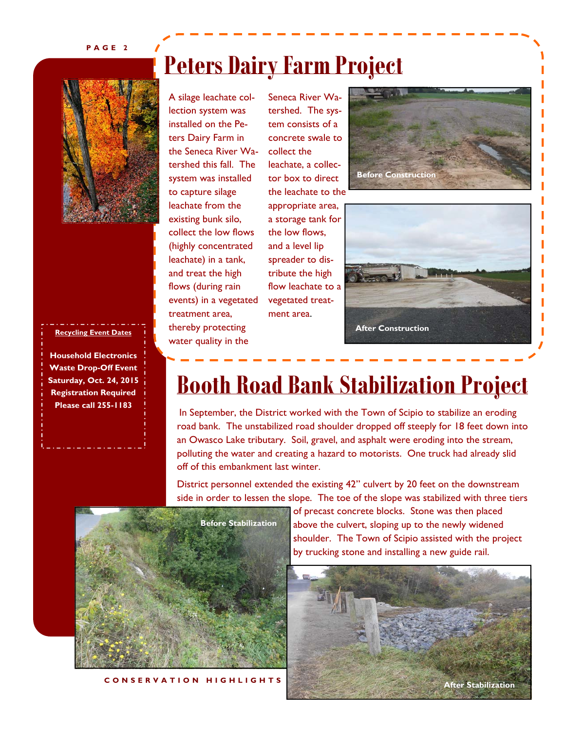# Peters Dairy Farm Project

A silage leachate collection system was installed on the Peters Dairy Farm in the Seneca River Watershed this fall. The system was installed to capture silage leachate from the existing bunk silo, collect the low flows (highly concentrated leachate) in a tank, and treat the high flows (during rain events) in a vegetated treatment area, thereby protecting water quality in the Seneca River Watershed. The system consists of a concrete swale to collect the leachate, a collector box to direct the leachate to the appropriate area, a storage tank for the low flows, and a level lip spreader to distribute the high flow leachate to a vegetated treatment area.

Before Construction

After Construction

**Recycling Event Dates**

**Household Electronics Waste Drop-Off Event**
**Saturday, Oct. 24, 2015**
**Registration Required**
**Please call 255-1183**

# Booth Road Bank Stabilization Project

In September, the District worked with the Town of Scipio to stabilize an eroding road bank. The unstabilized road shoulder dropped off steeply for 18 feet down into an Owasco Lake tributary. Soil, gravel, and asphalt were eroding into the stream, polluting the water and creating a hazard to motorists. One truck had already slid off of this embankment last winter.

District personnel extended the existing 42" culvert by 20 feet on the downstream side in order to lessen the slope. The toe of the slope was stabilized with three tiers of precast concrete blocks. Stone was then placed above the culvert, sloping up to the newly widened shoulder. The Town of Scipio assisted with the project by trucking stone and installing a new guide rail.

Before Stabilization

After Stabilization